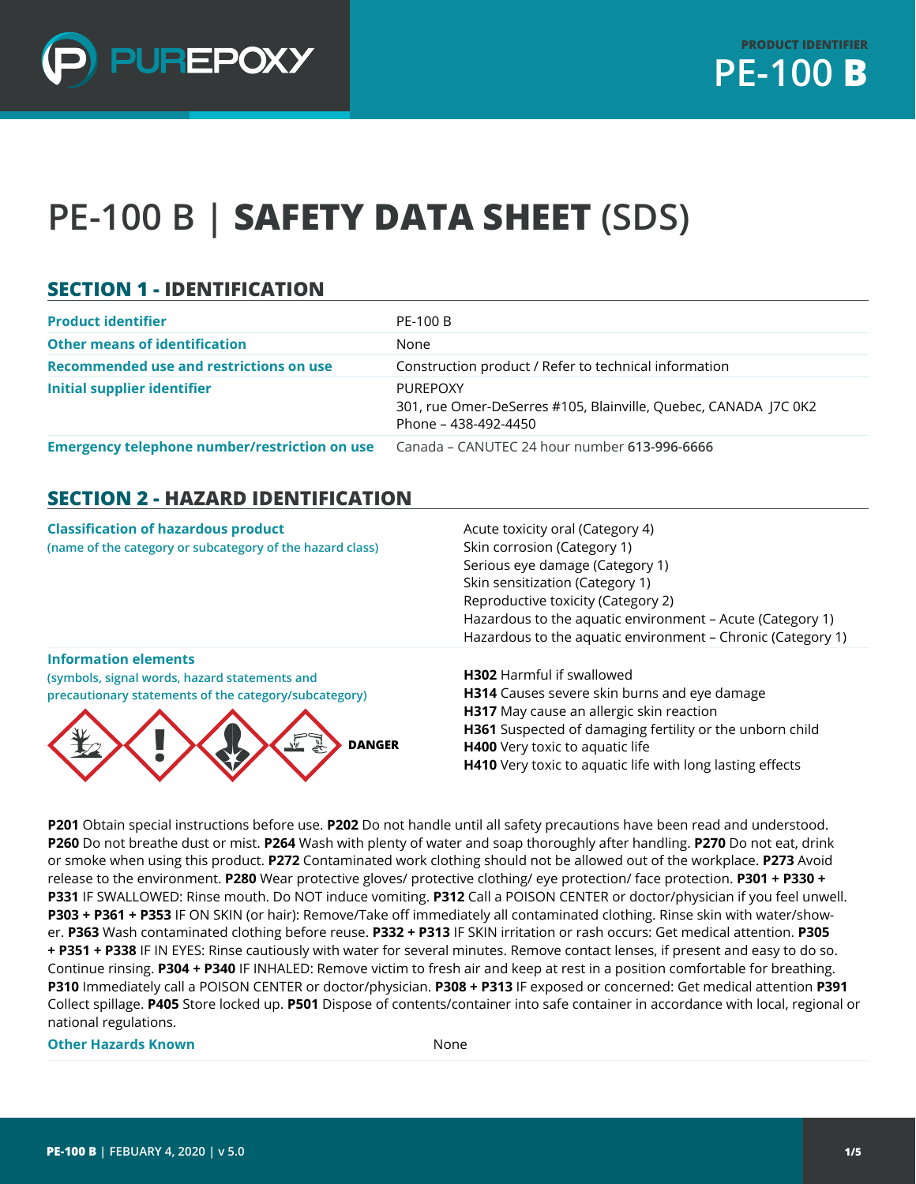PRODUCT IDENTIFIER
**PE-100 B**

# PE-100 B | **SAFETY DATA SHEET** (SDS)

## SECTION 1 - IDENTIFICATION

| | |
|---|---|
| **Product identifier** | PE-100 B |
| **Other means of identification** | None |
| **Recommended use and restrictions on use** | Construction product / Refer to technical information |
| **Initial supplier identifier** | PUREPOXY<br>301, rue Omer-DeSerres #105, Blainville, Quebec, CANADA J7C 0K2<br>Phone – 438-492-4450 |
| **Emergency telephone number/restriction on use** | Canada – CANUTEC 24 hour number **613-996-6666** |

## SECTION 2 - HAZARD IDENTIFICATION

**Classification of hazardous product**
(name of the category or subcategory of the hazard class)

Acute toxicity oral (Category 4)
Skin corrosion (Category 1)
Serious eye damage (Category 1)
Skin sensitization (Category 1)
Reproductive toxicity (Category 2)
Hazardous to the aquatic environment – Acute (Category 1)
Hazardous to the aquatic environment – Chronic (Category 1)

**Information elements**
(symbols, signal words, hazard statements and precautionary statements of the category/subcategory)

**DANGER**

**H302** Harmful if swallowed
**H314** Causes severe skin burns and eye damage
**H317** May cause an allergic skin reaction
**H361** Suspected of damaging fertility or the unborn child
**H400** Very toxic to aquatic life
**H410** Very toxic to aquatic life with long lasting effects

**P201** Obtain special instructions before use. **P202** Do not handle until all safety precautions have been read and understood. **P260** Do not breathe dust or mist. **P264** Wash with plenty of water and soap thoroughly after handling. **P270** Do not eat, drink or smoke when using this product. **P272** Contaminated work clothing should not be allowed out of the workplace. **P273** Avoid release to the environment. **P280** Wear protective gloves/ protective clothing/ eye protection/ face protection. **P301 + P330 + P331** IF SWALLOWED: Rinse mouth. Do NOT induce vomiting. **P312** Call a POISON CENTER or doctor/physician if you feel unwell. **P303 + P361 + P353** IF ON SKIN (or hair): Remove/Take off immediately all contaminated clothing. Rinse skin with water/shower. **P363** Wash contaminated clothing before reuse. **P332 + P313** IF SKIN irritation or rash occurs: Get medical attention. **P305 + P351 + P338** IF IN EYES: Rinse cautiously with water for several minutes. Remove contact lenses, if present and easy to do so. Continue rinsing. **P304 + P340** IF INHALED: Remove victim to fresh air and keep at rest in a position comfortable for breathing. **P310** Immediately call a POISON CENTER or doctor/physician. **P308 + P313** IF exposed or concerned: Get medical attention **P391** Collect spillage. **P405** Store locked up. **P501** Dispose of contents/container into safe container in accordance with local, regional or national regulations.

| | |
|---|---|
| **Other Hazards Known** | None |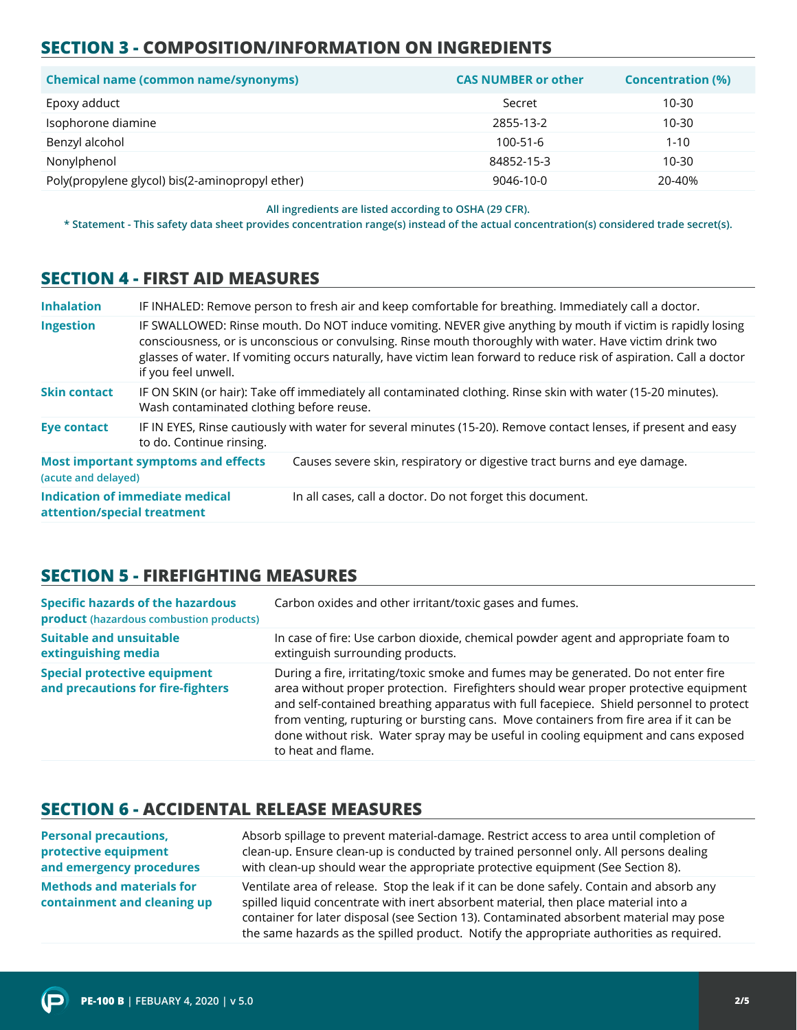## SECTION 3 - COMPOSITION/INFORMATION ON INGREDIENTS

| Chemical name (common name/synonyms) | CAS NUMBER or other | Concentration (%) |
|---|---|---|
| Epoxy adduct | Secret | 10-30 |
| Isophorone diamine | 2855-13-2 | 10-30 |
| Benzyl alcohol | 100-51-6 | 1-10 |
| Nonylphenol | 84852-15-3 | 10-30 |
| Poly(propylene glycol) bis(2-aminopropyl ether) | 9046-10-0 | 20-40% |

**All ingredients are listed according to OSHA (29 CFR).**

**\* Statement - This safety data sheet provides concentration range(s) instead of the actual concentration(s) considered trade secret(s).**

## SECTION 4 - FIRST AID MEASURES

| | |
|---|---|
| **Inhalation** | IF INHALED: Remove person to fresh air and keep comfortable for breathing. Immediately call a doctor. |
| **Ingestion** | IF SWALLOWED: Rinse mouth. Do NOT induce vomiting. NEVER give anything by mouth if victim is rapidly losing consciousness, or is unconscious or convulsing. Rinse mouth thoroughly with water. Have victim drink two glasses of water. If vomiting occurs naturally, have victim lean forward to reduce risk of aspiration. Call a doctor if you feel unwell. |
| **Skin contact** | IF ON SKIN (or hair): Take off immediately all contaminated clothing. Rinse skin with water (15-20 minutes). Wash contaminated clothing before reuse. |
| **Eye contact** | IF IN EYES, Rinse cautiously with water for several minutes (15-20). Remove contact lenses, if present and easy to do. Continue rinsing. |
| **Most important symptoms and effects** (acute and delayed) | Causes severe skin, respiratory or digestive tract burns and eye damage. |
| **Indication of immediate medical attention/special treatment** | In all cases, call a doctor. Do not forget this document. |

## SECTION 5 - FIREFIGHTING MEASURES

| | |
|---|---|
| **Specific hazards of the hazardous product** (hazardous combustion products) | Carbon oxides and other irritant/toxic gases and fumes. |
| **Suitable and unsuitable extinguishing media** | In case of fire: Use carbon dioxide, chemical powder agent and appropriate foam to extinguish surrounding products. |
| **Special protective equipment and precautions for fire-fighters** | During a fire, irritating/toxic smoke and fumes may be generated. Do not enter fire area without proper protection. Firefighters should wear proper protective equipment and self-contained breathing apparatus with full facepiece. Shield personnel to protect from venting, rupturing or bursting cans. Move containers from fire area if it can be done without risk. Water spray may be useful in cooling equipment and cans exposed to heat and flame. |

## SECTION 6 - ACCIDENTAL RELEASE MEASURES

| | |
|---|---|
| **Personal precautions, protective equipment and emergency procedures** | Absorb spillage to prevent material-damage. Restrict access to area until completion of clean-up. Ensure clean-up is conducted by trained personnel only. All persons dealing with clean-up should wear the appropriate protective equipment (See Section 8). |
| **Methods and materials for containment and cleaning up** | Ventilate area of release. Stop the leak if it can be done safely. Contain and absorb any spilled liquid concentrate with inert absorbent material, then place material into a container for later disposal (see Section 13). Contaminated absorbent material may pose the same hazards as the spilled product. Notify the appropriate authorities as required. |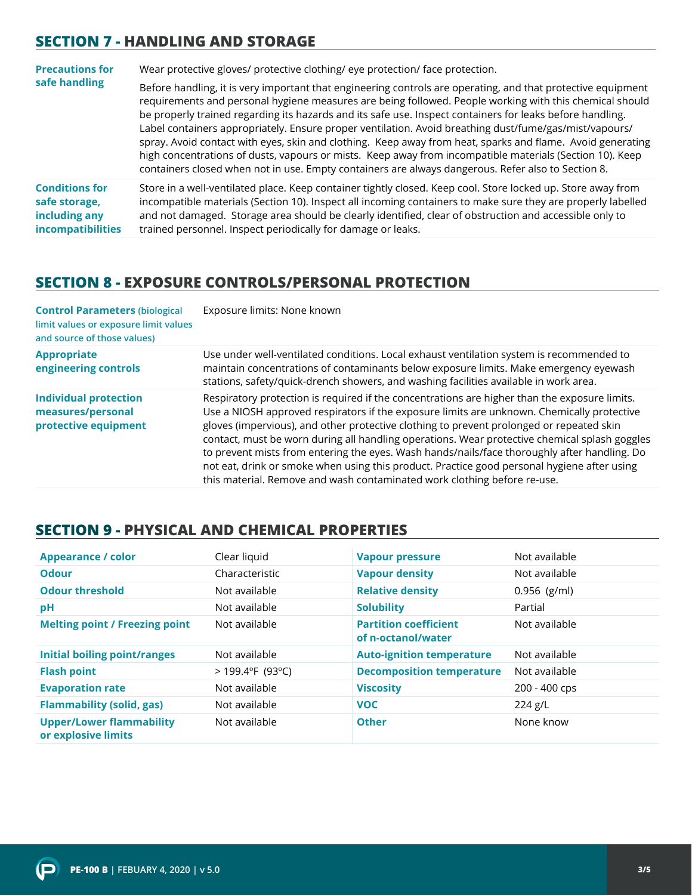## SECTION 7 - HANDLING AND STORAGE

| | |
|---|---|
| **Precautions for safe handling** | Wear protective gloves/ protective clothing/ eye protection/ face protection.<br><br>Before handling, it is very important that engineering controls are operating, and that protective equipment requirements and personal hygiene measures are being followed. People working with this chemical should be properly trained regarding its hazards and its safe use. Inspect containers for leaks before handling. Label containers appropriately. Ensure proper ventilation. Avoid breathing dust/fume/gas/mist/vapours/ spray. Avoid contact with eyes, skin and clothing. Keep away from heat, sparks and flame. Avoid generating high concentrations of dusts, vapours or mists. Keep away from incompatible materials (Section 10). Keep containers closed when not in use. Empty containers are always dangerous. Refer also to Section 8. |
| **Conditions for safe storage, including any incompatibilities** | Store in a well-ventilated place. Keep container tightly closed. Keep cool. Store locked up. Store away from incompatible materials (Section 10). Inspect all incoming containers to make sure they are properly labelled and not damaged. Storage area should be clearly identified, clear of obstruction and accessible only to trained personnel. Inspect periodically for damage or leaks. |

## SECTION 8 - EXPOSURE CONTROLS/PERSONAL PROTECTION

| | |
|---|---|
| **Control Parameters** (biological limit values or exposure limit values and source of those values) | Exposure limits: None known |
| **Appropriate engineering controls** | Use under well-ventilated conditions. Local exhaust ventilation system is recommended to maintain concentrations of contaminants below exposure limits. Make emergency eyewash stations, safety/quick-drench showers, and washing facilities available in work area. |
| **Individual protection measures/personal protective equipment** | Respiratory protection is required if the concentrations are higher than the exposure limits. Use a NIOSH approved respirators if the exposure limits are unknown. Chemically protective gloves (impervious), and other protective clothing to prevent prolonged or repeated skin contact, must be worn during all handling operations. Wear protective chemical splash goggles to prevent mists from entering the eyes. Wash hands/nails/face thoroughly after handling. Do not eat, drink or smoke when using this product. Practice good personal hygiene after using this material. Remove and wash contaminated work clothing before re-use. |

## SECTION 9 - PHYSICAL AND CHEMICAL PROPERTIES

| | | | |
|---|---|---|---|
| **Appearance / color** | Clear liquid | **Vapour pressure** | Not available |
| **Odour** | Characteristic | **Vapour density** | Not available |
| **Odour threshold** | Not available | **Relative density** | 0.956 (g/ml) |
| **pH** | Not available | **Solubility** | Partial |
| **Melting point / Freezing point** | Not available | **Partition coefficient of n-octanol/water** | Not available |
| **Initial boiling point/ranges** | Not available | **Auto-ignition temperature** | Not available |
| **Flash point** | > 199.4ºF (93ºC) | **Decomposition temperature** | Not available |
| **Evaporation rate** | Not available | **Viscosity** | 200 - 400 cps |
| **Flammability (solid, gas)** | Not available | **VOC** | 224 g/L |
| **Upper/Lower flammability or explosive limits** | Not available | **Other** | None know |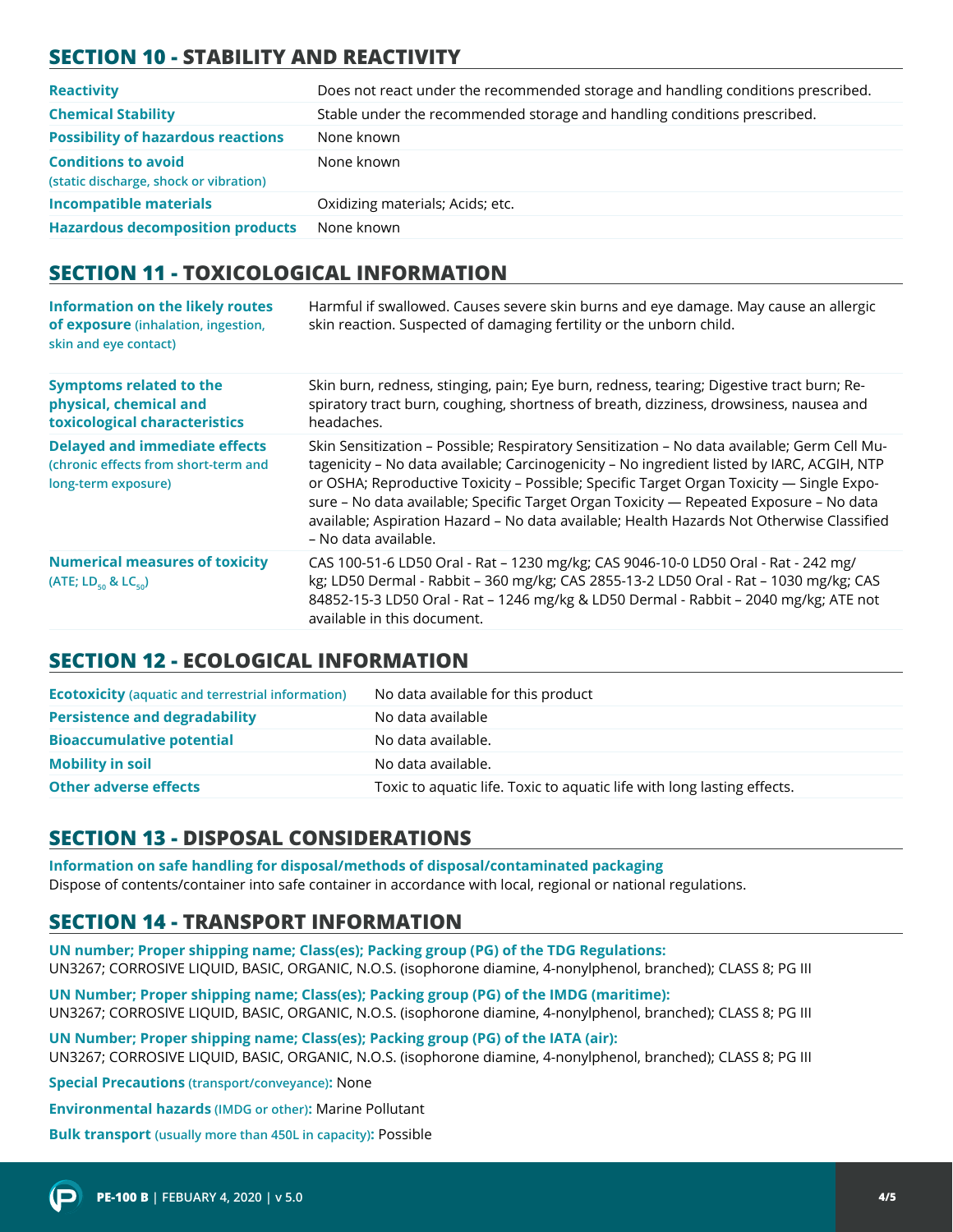## SECTION 10 - STABILITY AND REACTIVITY

| | |
|---|---|
| **Reactivity** | Does not react under the recommended storage and handling conditions prescribed. |
| **Chemical Stability** | Stable under the recommended storage and handling conditions prescribed. |
| **Possibility of hazardous reactions** | None known |
| **Conditions to avoid** (static discharge, shock or vibration) | None known |
| **Incompatible materials** | Oxidizing materials; Acids; etc. |
| **Hazardous decomposition products** | None known |

## SECTION 11 - TOXICOLOGICAL INFORMATION

| | |
|---|---|
| **Information on the likely routes of exposure** (inhalation, ingestion, skin and eye contact) | Harmful if swallowed. Causes severe skin burns and eye damage. May cause an allergic skin reaction. Suspected of damaging fertility or the unborn child. |
| **Symptoms related to the physical, chemical and toxicological characteristics** | Skin burn, redness, stinging, pain; Eye burn, redness, tearing; Digestive tract burn; Respiratory tract burn, coughing, shortness of breath, dizziness, drowsiness, nausea and headaches. |
| **Delayed and immediate effects** (chronic effects from short-term and long-term exposure) | Skin Sensitization – Possible; Respiratory Sensitization – No data available; Germ Cell Mutagenicity – No data available; Carcinogenicity – No ingredient listed by IARC, ACGIH, NTP or OSHA; Reproductive Toxicity – Possible; Specific Target Organ Toxicity — Single Exposure – No data available; Specific Target Organ Toxicity — Repeated Exposure – No data available; Aspiration Hazard – No data available; Health Hazards Not Otherwise Classified – No data available. |
| **Numerical measures of toxicity** (ATE; $LD_{50}$ & $LC_{50}$) | CAS 100-51-6 LD50 Oral - Rat – 1230 mg/kg; CAS 9046-10-0 LD50 Oral - Rat - 242 mg/kg; LD50 Dermal - Rabbit – 360 mg/kg; CAS 2855-13-2 LD50 Oral - Rat – 1030 mg/kg; CAS 84852-15-3 LD50 Oral - Rat – 1246 mg/kg & LD50 Dermal - Rabbit – 2040 mg/kg; ATE not available in this document. |

## SECTION 12 - ECOLOGICAL INFORMATION

| | |
|---|---|
| **Ecotoxicity** (aquatic and terrestrial information) | No data available for this product |
| **Persistence and degradability** | No data available |
| **Bioaccumulative potential** | No data available. |
| **Mobility in soil** | No data available. |
| **Other adverse effects** | Toxic to aquatic life. Toxic to aquatic life with long lasting effects. |

## SECTION 13 - DISPOSAL CONSIDERATIONS

**Information on safe handling for disposal/methods of disposal/contaminated packaging**
Dispose of contents/container into safe container in accordance with local, regional or national regulations.

## SECTION 14 - TRANSPORT INFORMATION

**UN number; Proper shipping name; Class(es); Packing group (PG) of the TDG Regulations:**
UN3267; CORROSIVE LIQUID, BASIC, ORGANIC, N.O.S. (isophorone diamine, 4-nonylphenol, branched); CLASS 8; PG III

**UN Number; Proper shipping name; Class(es); Packing group (PG) of the IMDG (maritime):**
UN3267; CORROSIVE LIQUID, BASIC, ORGANIC, N.O.S. (isophorone diamine, 4-nonylphenol, branched); CLASS 8; PG III

**UN Number; Proper shipping name; Class(es); Packing group (PG) of the IATA (air):**
UN3267; CORROSIVE LIQUID, BASIC, ORGANIC, N.O.S. (isophorone diamine, 4-nonylphenol, branched); CLASS 8; PG III

**Special Precautions** (transport/conveyance)**:** None

**Environmental hazards** (IMDG or other)**:** Marine Pollutant

**Bulk transport** (usually more than 450L in capacity)**:** Possible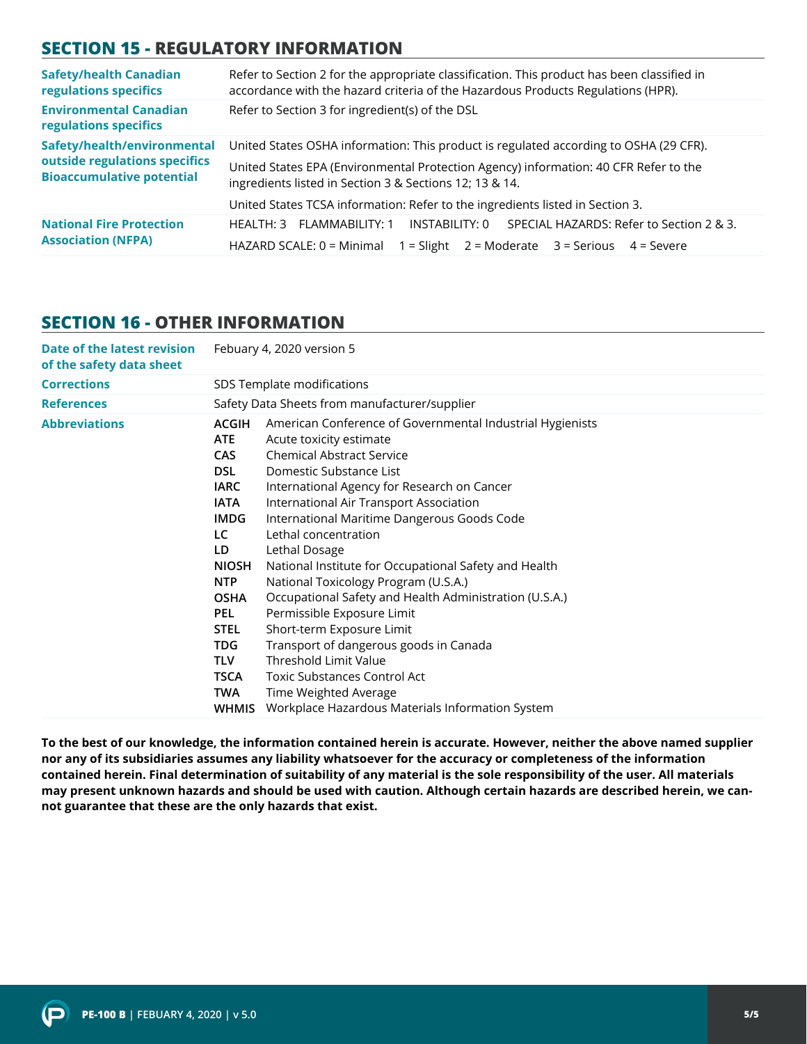## SECTION 15 - REGULATORY INFORMATION

| | |
|---|---|
| **Safety/health Canadian regulations specifics** | Refer to Section 2 for the appropriate classification. This product has been classified in accordance with the hazard criteria of the Hazardous Products Regulations (HPR). |
| **Environmental Canadian regulations specifics** | Refer to Section 3 for ingredient(s) of the DSL |
| **Safety/health/environmental outside regulations specifics Bioaccumulative potential** | United States OSHA information: This product is regulated according to OSHA (29 CFR).<br>United States EPA (Environmental Protection Agency) information: 40 CFR Refer to the ingredients listed in Section 3 & Sections 12; 13 & 14.<br>United States TCSA information: Refer to the ingredients listed in Section 3. |
| **National Fire Protection Association (NFPA)** | HEALTH: 3 FLAMMABILITY: 1 INSTABILITY: 0 SPECIAL HAZARDS: Refer to Section 2 & 3.<br>HAZARD SCALE: 0 = Minimal 1 = Slight 2 = Moderate 3 = Serious 4 = Severe |

## SECTION 16 - OTHER INFORMATION

| | |
|---|---|
| **Date of the latest revision of the safety data sheet** | Febuary 4, 2020 version 5 |
| **Corrections** | SDS Template modifications |
| **References** | Safety Data Sheets from manufacturer/supplier |
| **Abbreviations** | **ACGIH** American Conference of Governmental Industrial Hygienists<br>**ATE** Acute toxicity estimate<br>**CAS** Chemical Abstract Service<br>**DSL** Domestic Substance List<br>**IARC** International Agency for Research on Cancer<br>**IATA** International Air Transport Association<br>**IMDG** International Maritime Dangerous Goods Code<br>**LC** Lethal concentration<br>**LD** Lethal Dosage<br>**NIOSH** National Institute for Occupational Safety and Health<br>**NTP** National Toxicology Program (U.S.A.)<br>**OSHA** Occupational Safety and Health Administration (U.S.A.)<br>**PEL** Permissible Exposure Limit<br>**STEL** Short-term Exposure Limit<br>**TDG** Transport of dangerous goods in Canada<br>**TLV** Threshold Limit Value<br>**TSCA** Toxic Substances Control Act<br>**TWA** Time Weighted Average<br>**WHMIS** Workplace Hazardous Materials Information System |

**To the best of our knowledge, the information contained herein is accurate. However, neither the above named supplier nor any of its subsidiaries assumes any liability whatsoever for the accuracy or completeness of the information contained herein. Final determination of suitability of any material is the sole responsibility of the user. All materials may present unknown hazards and should be used with caution. Although certain hazards are described herein, we cannot guarantee that these are the only hazards that exist.**